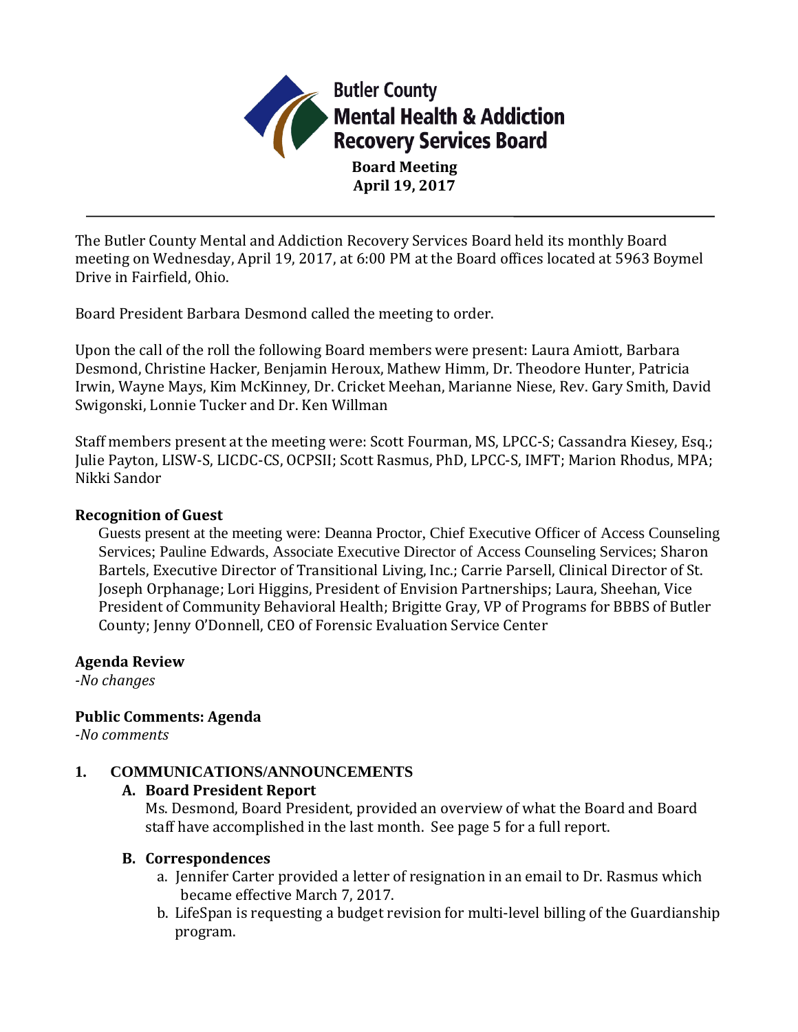**Butler County Mental Health & Addiction Recovery Services Board**

**Board Meeting**
**April 19, 2017**

---

The Butler County Mental and Addiction Recovery Services Board held its monthly Board meeting on Wednesday, April 19, 2017, at 6:00 PM at the Board offices located at 5963 Boymel Drive in Fairfield, Ohio.

Board President Barbara Desmond called the meeting to order.

Upon the call of the roll the following Board members were present: Laura Amiott, Barbara Desmond, Christine Hacker, Benjamin Heroux, Mathew Himm, Dr. Theodore Hunter, Patricia Irwin, Wayne Mays, Kim McKinney, Dr. Cricket Meehan, Marianne Niese, Rev. Gary Smith, David Swigonski, Lonnie Tucker and Dr. Ken Willman

Staff members present at the meeting were: Scott Fourman, MS, LPCC-S; Cassandra Kiesey, Esq.; Julie Payton, LISW-S, LICDC-CS, OCPSII; Scott Rasmus, PhD, LPCC-S, IMFT; Marion Rhodus, MPA; Nikki Sandor

**Recognition of Guest**

Guests present at the meeting were: Deanna Proctor, Chief Executive Officer of Access Counseling Services; Pauline Edwards, Associate Executive Director of Access Counseling Services; Sharon Bartels, Executive Director of Transitional Living, Inc.; Carrie Parsell, Clinical Director of St. Joseph Orphanage; Lori Higgins, President of Envision Partnerships; Laura, Sheehan, Vice President of Community Behavioral Health; Brigitte Gray, VP of Programs for BBBS of Butler County; Jenny O'Donnell, CEO of Forensic Evaluation Service Center

**Agenda Review**

*-No changes*

**Public Comments: Agenda**

*-No comments*

**1. COMMUNICATIONS/ANNOUNCEMENTS**

**A. Board President Report**

Ms. Desmond, Board President, provided an overview of what the Board and Board staff have accomplished in the last month. See page 5 for a full report.

**B. Correspondences**

a. Jennifer Carter provided a letter of resignation in an email to Dr. Rasmus which became effective March 7, 2017.

b. LifeSpan is requesting a budget revision for multi-level billing of the Guardianship program.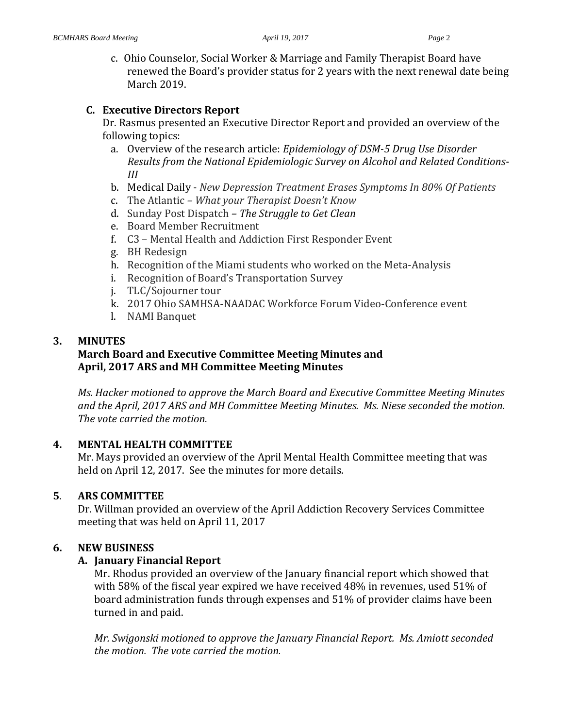c. Ohio Counselor, Social Worker & Marriage and Family Therapist Board have renewed the Board's provider status for 2 years with the next renewal date being March 2019.

### C. Executive Directors Report

Dr. Rasmus presented an Executive Director Report and provided an overview of the following topics:

a. Overview of the research article: *Epidemiology of DSM-5 Drug Use Disorder Results from the National Epidemiologic Survey on Alcohol and Related Conditions-III*
b. Medical Daily - *New Depression Treatment Erases Symptoms In 80% Of Patients*
c. The Atlantic – *What your Therapist Doesn't Know*
d. Sunday Post Dispatch – ***The Struggle** to Get Clean*
e. Board Member Recruitment
f. C3 – Mental Health and Addiction First Responder Event
g. BH Redesign
h. Recognition of the Miami students who worked on the Meta-Analysis
i. Recognition of Board's Transportation Survey
j. TLC/Sojourner tour
k. 2017 Ohio SAMHSA-NAADAC Workforce Forum Video-Conference event
l. NAMI Banquet

## 3. MINUTES

**March Board and Executive Committee Meeting Minutes and April, 2017 ARS and MH Committee Meeting Minutes**

*Ms. Hacker motioned to approve the March Board and Executive Committee Meeting Minutes and the April, 2017 ARS and MH Committee Meeting Minutes. Ms. Niese seconded the motion. The vote carried the motion.*

## 4. MENTAL HEALTH COMMITTEE

Mr. Mays provided an overview of the April Mental Health Committee meeting that was held on April 12, 2017. See the minutes for more details.

## 5. ARS COMMITTEE

Dr. Willman provided an overview of the April Addiction Recovery Services Committee meeting that was held on April 11, 2017

## 6. NEW BUSINESS

### A. January Financial Report

Mr. Rhodus provided an overview of the January financial report which showed that with 58% of the fiscal year expired we have received 48% in revenues, used 51% of board administration funds through expenses and 51% of provider claims have been turned in and paid.

*Mr. Swigonski motioned to approve the January Financial Report. Ms. Amiott seconded the motion. The vote carried the motion.*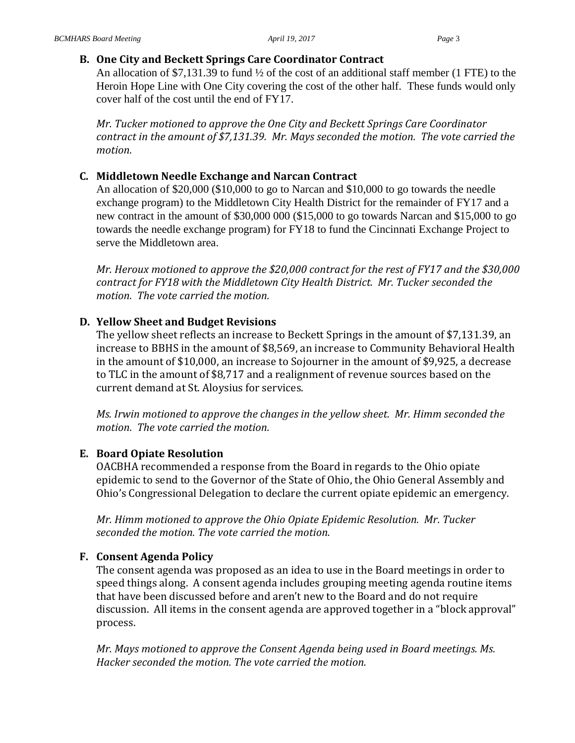**B. One City and Beckett Springs Care Coordinator Contract**

An allocation of $7,131.39 to fund ½ of the cost of an additional staff member (1 FTE) to the Heroin Hope Line with One City covering the cost of the other half. These funds would only cover half of the cost until the end of FY17.

*Mr. Tucker motioned to approve the One City and Beckett Springs Care Coordinator contract in the amount of $7,131.39. Mr. Mays seconded the motion. The vote carried the motion.*

**C. Middletown Needle Exchange and Narcan Contract**

An allocation of $20,000 ($10,000 to go to Narcan and $10,000 to go towards the needle exchange program) to the Middletown City Health District for the remainder of FY17 and a new contract in the amount of $30,000 000 ($15,000 to go towards Narcan and $15,000 to go towards the needle exchange program) for FY18 to fund the Cincinnati Exchange Project to serve the Middletown area.

*Mr. Heroux motioned to approve the $20,000 contract for the rest of FY17 and the $30,000 contract for FY18 with the Middletown City Health District. Mr. Tucker seconded the motion. The vote carried the motion.*

**D. Yellow Sheet and Budget Revisions**

The yellow sheet reflects an increase to Beckett Springs in the amount of $7,131.39, an increase to BBHS in the amount of $8,569, an increase to Community Behavioral Health in the amount of $10,000, an increase to Sojourner in the amount of $9,925, a decrease to TLC in the amount of $8,717 and a realignment of revenue sources based on the current demand at St. Aloysius for services.

*Ms. Irwin motioned to approve the changes in the yellow sheet. Mr. Himm seconded the motion. The vote carried the motion.*

**E. Board Opiate Resolution**

OACBHA recommended a response from the Board in regards to the Ohio opiate epidemic to send to the Governor of the State of Ohio, the Ohio General Assembly and Ohio's Congressional Delegation to declare the current opiate epidemic an emergency.

*Mr. Himm motioned to approve the Ohio Opiate Epidemic Resolution. Mr. Tucker seconded the motion. The vote carried the motion.*

**F. Consent Agenda Policy**

The consent agenda was proposed as an idea to use in the Board meetings in order to speed things along. A consent agenda includes grouping meeting agenda routine items that have been discussed before and aren't new to the Board and do not require discussion. All items in the consent agenda are approved together in a "block approval" process.

*Mr. Mays motioned to approve the Consent Agenda being used in Board meetings. Ms. Hacker seconded the motion. The vote carried the motion.*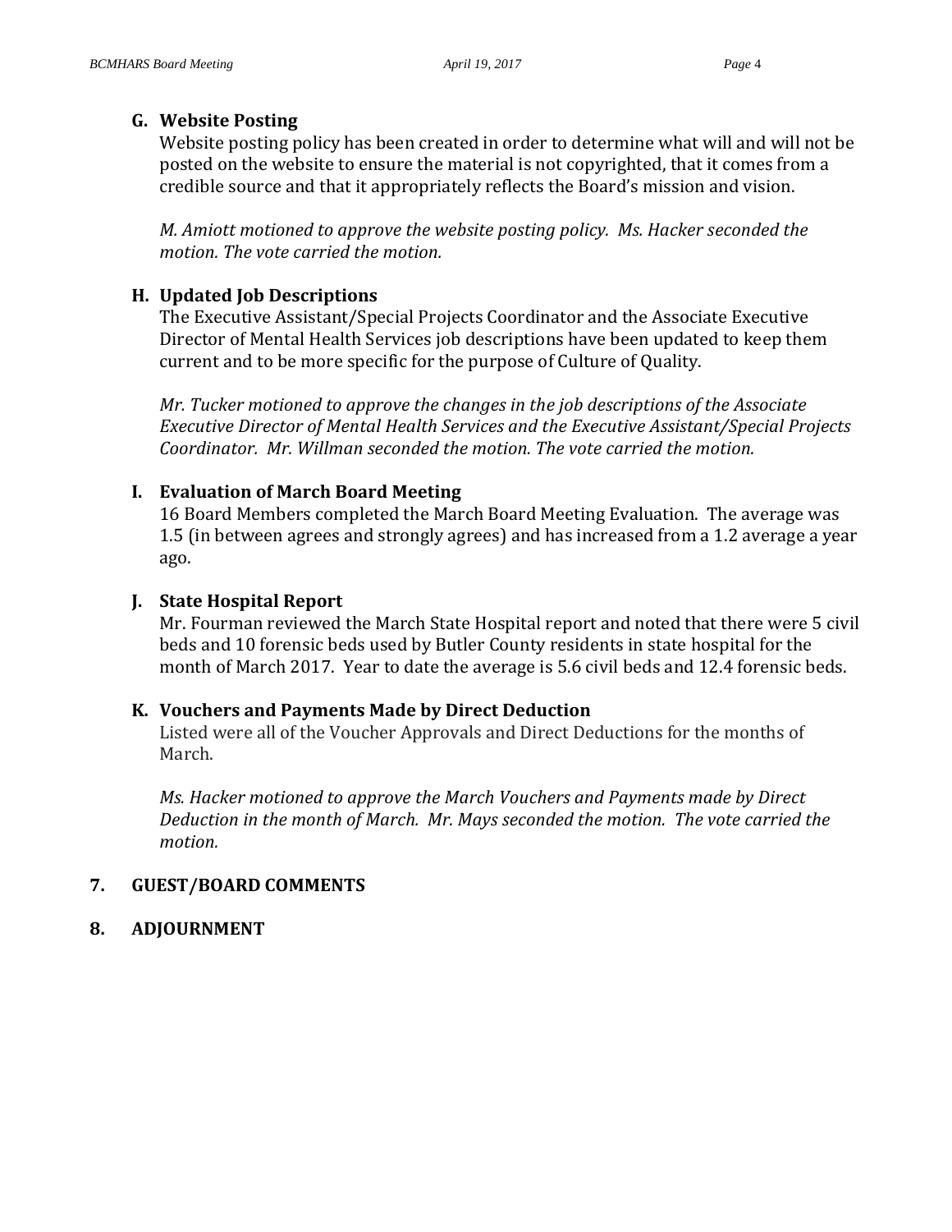### G. Website Posting

Website posting policy has been created in order to determine what will and will not be posted on the website to ensure the material is not copyrighted, that it comes from a credible source and that it appropriately reflects the Board's mission and vision.

*M. Amiott motioned to approve the website posting policy. Ms. Hacker seconded the motion. The vote carried the motion.*

### H. Updated Job Descriptions

The Executive Assistant/Special Projects Coordinator and the Associate Executive Director of Mental Health Services job descriptions have been updated to keep them current and to be more specific for the purpose of Culture of Quality.

*Mr. Tucker motioned to approve the changes in the job descriptions of the Associate Executive Director of Mental Health Services and the Executive Assistant/Special Projects Coordinator. Mr. Willman seconded the motion. The vote carried the motion.*

### I. Evaluation of March Board Meeting

16 Board Members completed the March Board Meeting Evaluation. The average was 1.5 (in between agrees and strongly agrees) and has increased from a 1.2 average a year ago.

### J. State Hospital Report

Mr. Fourman reviewed the March State Hospital report and noted that there were 5 civil beds and 10 forensic beds used by Butler County residents in state hospital for the month of March 2017. Year to date the average is 5.6 civil beds and 12.4 forensic beds.

### K. Vouchers and Payments Made by Direct Deduction

Listed were all of the Voucher Approvals and Direct Deductions for the months of March.

*Ms. Hacker motioned to approve the March Vouchers and Payments made by Direct Deduction in the month of March. Mr. Mays seconded the motion. The vote carried the motion.*

## 7. GUEST/BOARD COMMENTS

## 8. ADJOURNMENT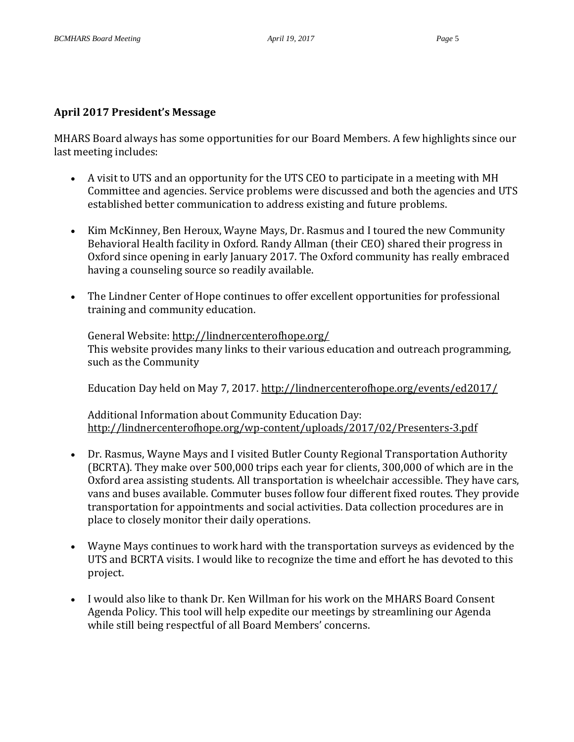**April 2017 President's Message**

MHARS Board always has some opportunities for our Board Members. A few highlights since our last meeting includes:

- A visit to UTS and an opportunity for the UTS CEO to participate in a meeting with MH Committee and agencies. Service problems were discussed and both the agencies and UTS established better communication to address existing and future problems.

- Kim McKinney, Ben Heroux, Wayne Mays, Dr. Rasmus and I toured the new Community Behavioral Health facility in Oxford. Randy Allman (their CEO) shared their progress in Oxford since opening in early January 2017. The Oxford community has really embraced having a counseling source so readily available.

- The Lindner Center of Hope continues to offer excellent opportunities for professional training and community education.

  General Website: http://lindnercenterofhope.org/
  This website provides many links to their various education and outreach programming, such as the Community

  Education Day held on May 7, 2017. http://lindnercenterofhope.org/events/ed2017/

  Additional Information about Community Education Day:
  http://lindnercenterofhope.org/wp-content/uploads/2017/02/Presenters-3.pdf

- Dr. Rasmus, Wayne Mays and I visited Butler County Regional Transportation Authority (BCRTA). They make over 500,000 trips each year for clients, 300,000 of which are in the Oxford area assisting students. All transportation is wheelchair accessible. They have cars, vans and buses available. Commuter buses follow four different fixed routes. They provide transportation for appointments and social activities. Data collection procedures are in place to closely monitor their daily operations.

- Wayne Mays continues to work hard with the transportation surveys as evidenced by the UTS and BCRTA visits. I would like to recognize the time and effort he has devoted to this project.

- I would also like to thank Dr. Ken Willman for his work on the MHARS Board Consent Agenda Policy. This tool will help expedite our meetings by streamlining our Agenda while still being respectful of all Board Members' concerns.